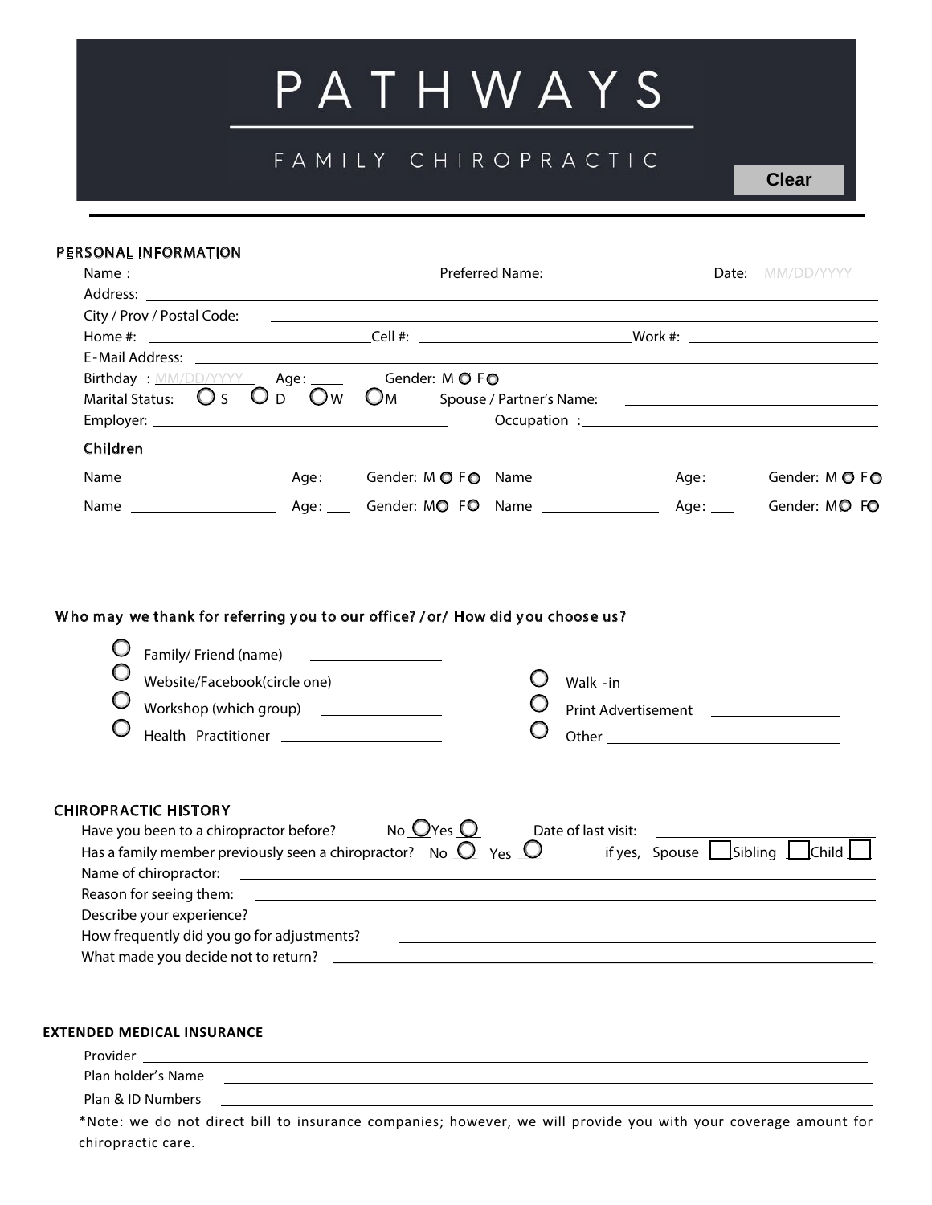# PATHWAYS

## FAMILY CHIROPRACTIC

Clear

### PERSONAL INFORMATION

Name : ______________________ Preferred Name: ______________ Date: MM/DD/YYYY

Address: ______________________

City / Prov / Postal Code: ______________________

Home #: ______________ Cell #: ______________ Work #: ______________

E-Mail Address: ______________________

Birthday : MM/DD/YYYY Age: ____ Gender: M ○ F ○

Marital Status: ○ S ○ D ○ W ○ M Spouse / Partner's Name: ______________

Employer: ______________ Occupation : ______________

**Children**

Name ______________ Age: ___ Gender: M ○ F ○ Name ______________ Age: ___ Gender: M ○ F ○

Name ______________ Age: ___ Gender: M ○ F ○ Name ______________ Age: ___ Gender: M ○ F ○

### Who may we thank for referring you to our office? /or/ How did you choose us?

- ○ Family/ Friend (name) ______________
- ○ Website/Facebook(circle one)
- ○ Workshop (which group) ______________
- ○ Health Practitioner ______________
- ○ Walk -in
- ○ Print Advertisement ______________
- ○ Other ______________

### CHIROPRACTIC HISTORY

Have you been to a chiropractor before? No ○ Yes ○ Date of last visit: ______________

Has a family member previously seen a chiropractor? No ○ Yes ○ if yes, Spouse ☐ Sibling ☐ Child ☐

Name of chiropractor: ______________________

Reason for seeing them: ______________________

Describe your experience? ______________________

How frequently did you go for adjustments? ______________________

What made you decide not to return? ______________________

### EXTENDED MEDICAL INSURANCE

Provider ______________________

Plan holder's Name ______________________

Plan & ID Numbers ______________________

*Note: we do not direct bill to insurance companies; however, we will provide you with your coverage amount for chiropractic care.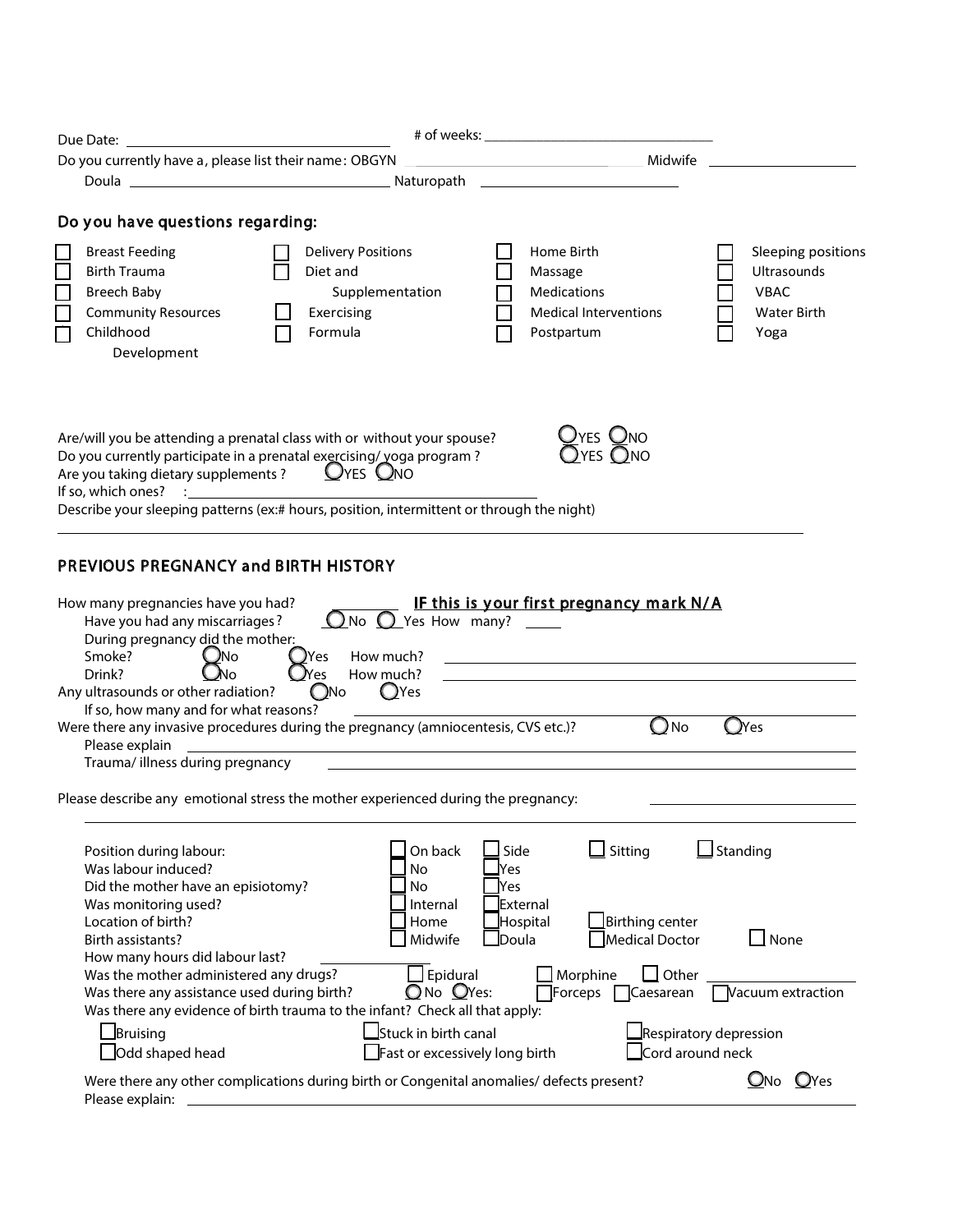Due Date: ______________________ # of weeks: ______________________

Do you currently have a, please list their name: OBGYN ______________________ Midwife ______________________

Doula ______________________ Naturopath ______________________

## Do you have questions regarding:

- [ ] Breast Feeding
- [ ] Birth Trauma
- [ ] Breech Baby
- [ ] Community Resources
- [ ] Childhood Development
- [ ] Delivery Positions
- [ ] Diet and Supplementation
- [ ] Exercising
- [ ] Formula
- [ ] Home Birth
- [ ] Massage
- [ ] Medications
- [ ] Medical Interventions
- [ ] Postpartum
- [ ] Sleeping positions
- [ ] Ultrasounds
- [ ] VBAC
- [ ] Water Birth
- [ ] Yoga

Are/will you be attending a prenatal class with or without your spouse? ○ YES ○ NO

Do you currently participate in a prenatal exercising/ yoga program ? ○ YES ○ NO

Are you taking dietary supplements ? ○ YES ○ NO

If so, which ones? : ______________________

Describe your sleeping patterns (ex:# hours, position, intermittent or through the night)

______________________

## PREVIOUS PREGNANCY and BIRTH HISTORY

How many pregnancies have you had? ______ **IF this is your first pregnancy mark N/A**

Have you had any miscarriages? ○ No ○ Yes How many? ______

During pregnancy did the mother:

Smoke? ○ No ○ Yes How much? ______________________

Drink? ○ No ○ Yes How much? ______________________

Any ultrasounds or other radiation? ○ No ○ Yes

If so, how many and for what reasons? ______________________

Were there any invasive procedures during the pregnancy (amniocentesis, CVS etc.)? ○ No ○ Yes

Please explain ______________________

Trauma/ illness during pregnancy ______________________

Please describe any emotional stress the mother experienced during the pregnancy: ______________________

______________________

Position during labour: ☐ On back ☐ Side ☐ Sitting ☐ Standing

Was labour induced? ☐ No ☐ Yes

Did the mother have an episiotomy? ☐ No ☐ Yes

Was monitoring used? ☐ Internal ☐ External

Location of birth? ☐ Home ☐ Hospital ☐ Birthing center

Birth assistants? ☐ Midwife ☐ Doula ☐ Medical Doctor ☐ None

How many hours did labour last? ______

Was the mother administered any drugs? ☐ Epidural ☐ Morphine ☐ Other ______

Was there any assistance used during birth? ○ No ○ Yes: ☐ Forceps ☐ Caesarean ☐ Vacuum extraction

Was there any evidence of birth trauma to the infant? Check all that apply:

☐ Bruising ☐ Stuck in birth canal ☐ Respiratory depression

☐ Odd shaped head ☐ Fast or excessively long birth ☐ Cord around neck

Were there any other complications during birth or Congenital anomalies/ defects present? ○ No ○ Yes

Please explain: ______________________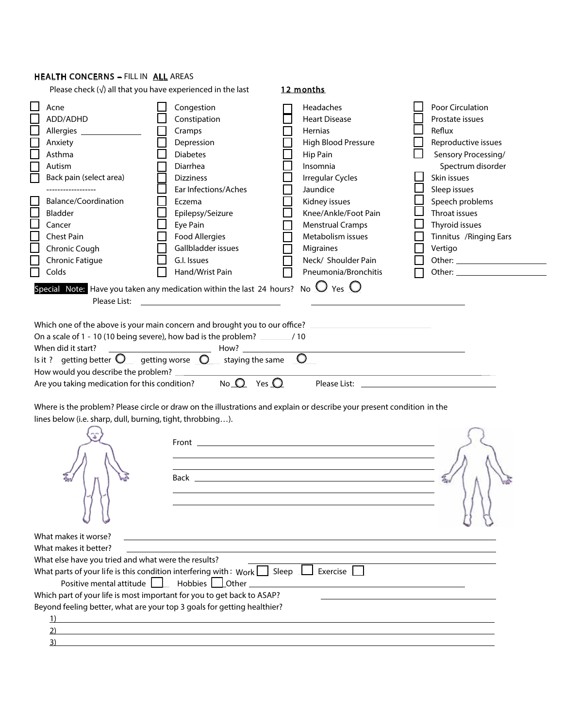## HEALTH CONCERNS – FILL IN ALL AREAS

Please check (√) all that you have experienced in the last **12 months**

| | | | |
|---|---|---|---|
| ☐ Acne | ☐ Congestion | ☐ Headaches | ☐ Poor Circulation |
| ☐ ADD/ADHD | ☐ Constipation | ☐ Heart Disease | ☐ Prostate issues |
| ☐ Allergies ____________ | ☐ Cramps | ☐ Hernias | ☐ Reflux |
| ☐ Anxiety | ☐ Depression | ☐ High Blood Pressure | ☐ Reproductive issues |
| ☐ Asthma | ☐ Diabetes | ☐ Hip Pain | ☐ Sensory Processing/ Spectrum disorder |
| ☐ Autism | ☐ Diarrhea | ☐ Insomnia | |
| ☐ Back pain (select area) ------------------ | ☐ Dizziness | ☐ Irregular Cycles | ☐ Skin issues |
| | ☐ Ear Infections/Aches | ☐ Jaundice | ☐ Sleep issues |
| ☐ Balance/Coordination | ☐ Eczema | ☐ Kidney issues | ☐ Speech problems |
| ☐ Bladder | ☐ Epilepsy/Seizure | ☐ Knee/Ankle/Foot Pain | ☐ Throat issues |
| ☐ Cancer | ☐ Eye Pain | ☐ Menstrual Cramps | ☐ Thyroid issues |
| ☐ Chest Pain | ☐ Food Allergies | ☐ Metabolism issues | ☐ Tinnitus /Ringing Ears |
| ☐ Chronic Cough | ☐ Gallbladder issues | ☐ Migraines | ☐ Vertigo |
| ☐ Chronic Fatigue | ☐ G.I. Issues | ☐ Neck/ Shoulder Pain | ☐ Other: ____________ |
| ☐ Colds | ☐ Hand/Wrist Pain | ☐ Pneumonia/Bronchitis | ☐ Other: ____________ |

**Special Note:** Have you taken any medication within the last 24 hours? No ○ Yes ○

Please List: ______________________ ______________________

Which one of the above is your main concern and brought you to our office? ______________________

On a scale of 1 - 10 (10 being severe), how bad is the problem? ______ / 10

When did it start? ______________ How? ______________________

Is it ? getting better ○ getting worse ○ staying the same ○

How would you describe the problem? ______________________

Are you taking medication for this condition? No ○ Yes ○ Please List: ______________________

Where is the problem? Please circle or draw on the illustrations and explain or describe your present condition in the lines below (i.e. sharp, dull, burning, tight, throbbing…).

Front ______________________

______________________

______________________

Back ______________________

______________________

______________________

What makes it worse? ______________________

What makes it better? ______________________

What else have you tried and what were the results? ______________________

What parts of your life is this condition interfering with : Work ☐ Sleep ☐ Exercise ☐

Positive mental attitude ☐ Hobbies ☐ Other ______________________

Which part of your life is most important for you to get back to ASAP? ______________________

Beyond feeling better, what are your top 3 goals for getting healthier?

1) ______________________

2) ______________________

3) ______________________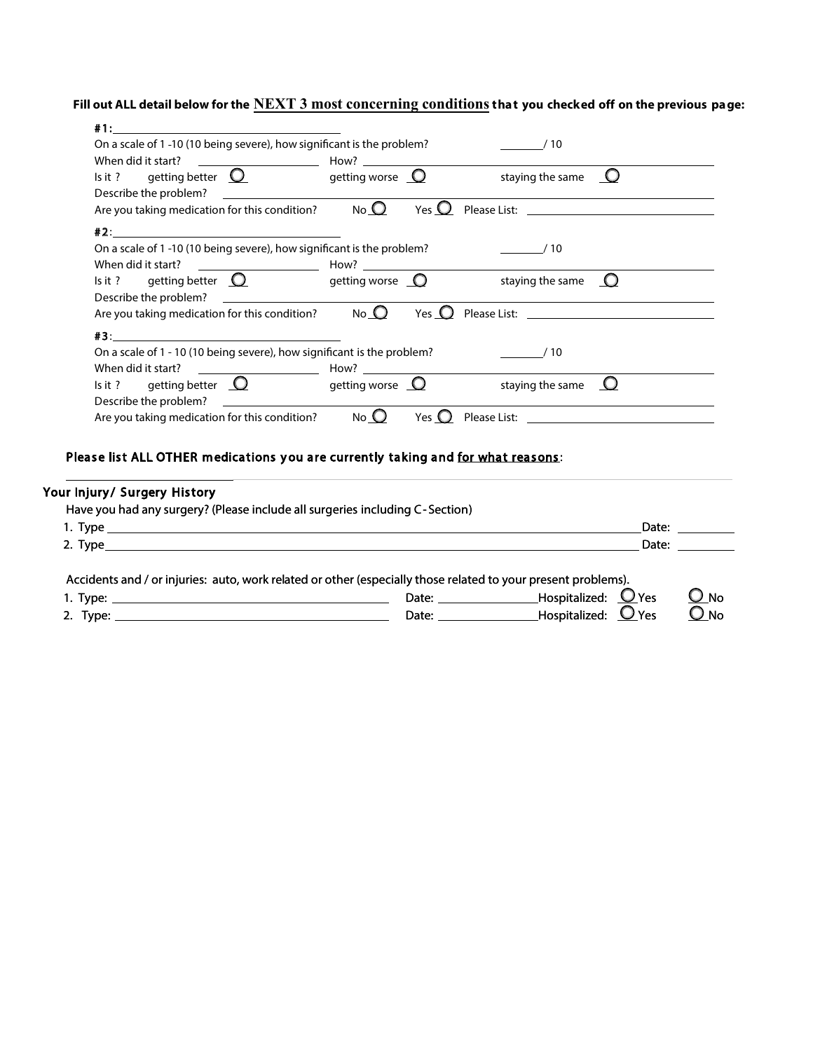**Fill out ALL detail below for the <u>NEXT 3 most concerning conditions</u> that you checked off on the previous page:**

**#1:** ____________________

On a scale of 1 -10 (10 being severe), how significant is the problem? ______/ 10

When did it start? ____________ How? ____________

Is it ? getting better ○ getting worse ○ staying the same ○

Describe the problem? ____________

Are you taking medication for this condition? No ○ Yes ○ Please List: ____________

**#2:** ____________________

On a scale of 1 -10 (10 being severe), how significant is the problem? ______/ 10

When did it start? ____________ How? ____________

Is it ? getting better ○ getting worse ○ staying the same ○

Describe the problem? ____________

Are you taking medication for this condition? No ○ Yes ○ Please List: ____________

**#3:** ____________________

On a scale of 1 - 10 (10 being severe), how significant is the problem? ______/ 10

When did it start? ____________ How? ____________

Is it ? getting better ○ getting worse ○ staying the same ○

Describe the problem? ____________

Are you taking medication for this condition? No ○ Yes ○ Please List: ____________

**Please list ALL OTHER medications you are currently taking and <u>for what reasons</u>:**

____________________

## Your Injury/ Surgery History

Have you had any surgery? (Please include all surgeries including C-Section)

1. Type ____________________ Date: ________
2. Type ____________________ Date: ________

Accidents and / or injuries: auto, work related or other (especially those related to your present problems).

1. Type: ____________ Date: ____________ Hospitalized: ○ Yes ○ No
2. Type: ____________ Date: ____________ Hospitalized: ○ Yes ○ No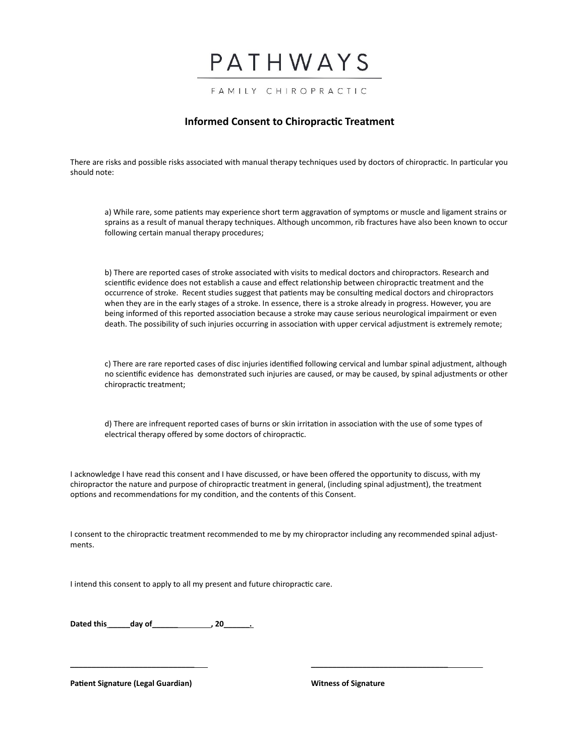# PATHWAYS

FAMILY CHIROPRACTIC

## Informed Consent to Chiropractic Treatment

There are risks and possible risks associated with manual therapy techniques used by doctors of chiropractic. In particular you should note:

a) While rare, some patients may experience short term aggravation of symptoms or muscle and ligament strains or sprains as a result of manual therapy techniques. Although uncommon, rib fractures have also been known to occur following certain manual therapy procedures;

b) There are reported cases of stroke associated with visits to medical doctors and chiropractors. Research and scientific evidence does not establish a cause and effect relationship between chiropractic treatment and the occurrence of stroke. Recent studies suggest that patients may be consulting medical doctors and chiropractors when they are in the early stages of a stroke. In essence, there is a stroke already in progress. However, you are being informed of this reported association because a stroke may cause serious neurological impairment or even death. The possibility of such injuries occurring in association with upper cervical adjustment is extremely remote;

c) There are rare reported cases of disc injuries identified following cervical and lumbar spinal adjustment, although no scientific evidence has demonstrated such injuries are caused, or may be caused, by spinal adjustments or other chiropractic treatment;

d) There are infrequent reported cases of burns or skin irritation in association with the use of some types of electrical therapy offered by some doctors of chiropractic.

I acknowledge I have read this consent and I have discussed, or have been offered the opportunity to discuss, with my chiropractor the nature and purpose of chiropractic treatment in general, (including spinal adjustment), the treatment options and recommendations for my condition, and the contents of this Consent.

I consent to the chiropractic treatment recommended to me by my chiropractor including any recommended spinal adjustments.

I intend this consent to apply to all my present and future chiropractic care.

**Dated this\_\_\_\_\_day of\_\_\_\_\_\_\_\_\_\_\_\_\_\_, 20\_\_\_\_\_\_.**

\_\_\_\_\_\_\_\_\_\_\_\_\_\_\_\_\_\_\_\_\_\_\_\_\_\_\_\_\_\_\_\_

**Patient Signature (Legal Guardian)**

\_\_\_\_\_\_\_\_\_\_\_\_\_\_\_\_\_\_\_\_\_\_\_\_\_\_\_\_\_\_\_\_\_\_\_\_\_\_\_\_

**Witness of Signature**